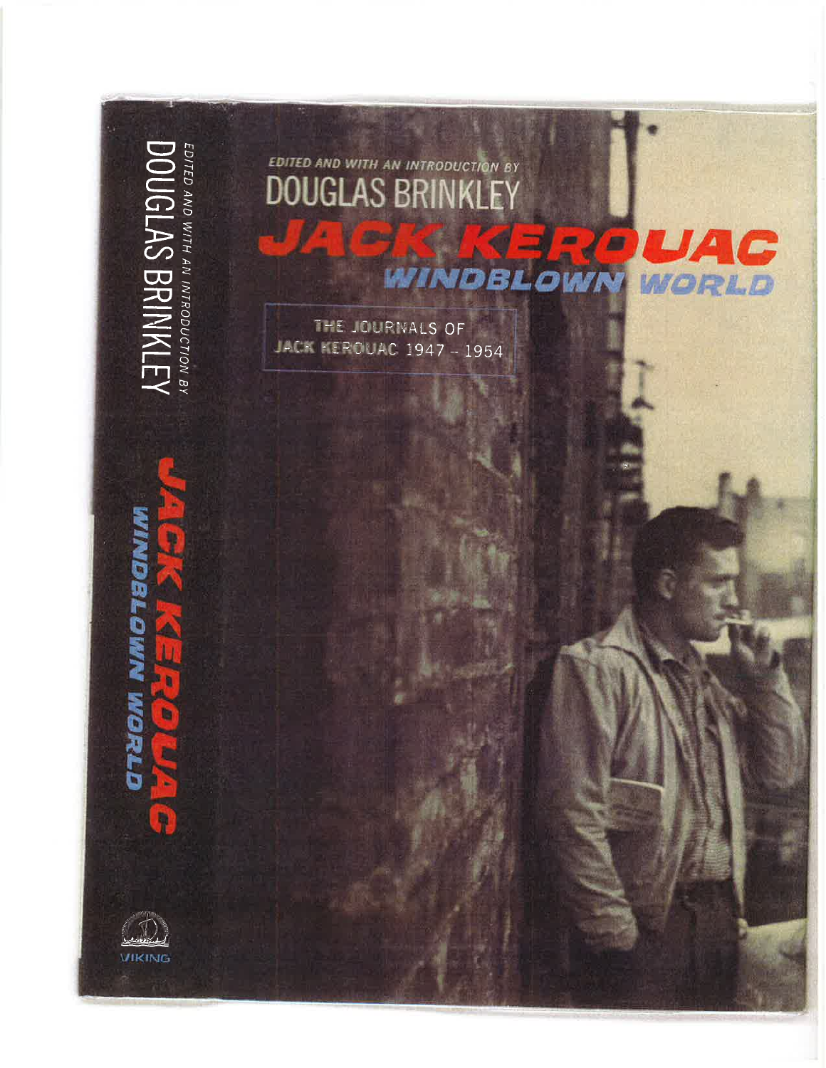EDITED AND WITH AN INTRODUCTION BY

DOUGLAS BRINKLEY

# JACK KEROUAC

## WINDBLOWN WORLD

THE JOURNALS OF JACK KEROUAC 1947 – 1954

EDITED AND WITH AN INTRODUCTION BY DOUGLAS BRINKLEY

JACK KEROUAC WINDBLOWN WORLD

VIKING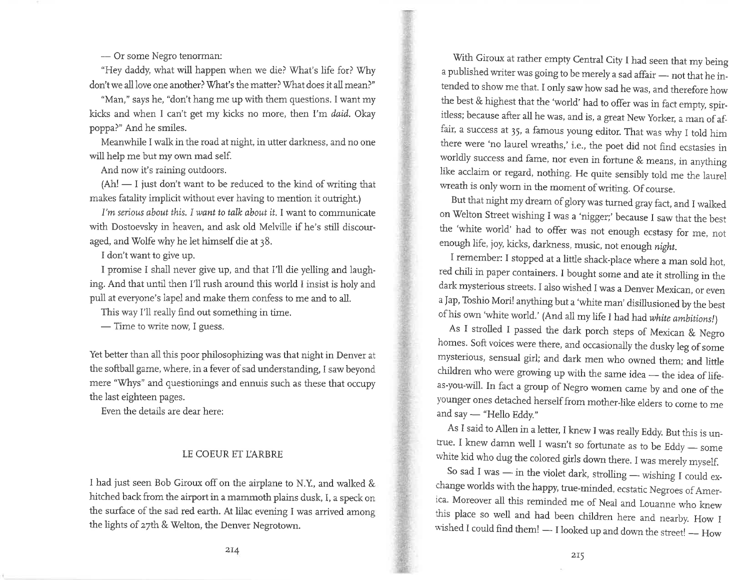— Or some Negro tenorman:

"Hey daddy, what will happen when we die? What's life for? Why don't we all love one another? What's the matter? What does it all mean?"

"Man," says he, "don't hang me up with them questions. I want my kicks and when I can't get my kicks no more, then I'm *daid.* Okay poppa?" And he smiles.

Meanwhile I walk in the road at night, in utter darkness, and no one will help me but my own mad self.

And now it's raining outdoors.

(Ah! — I just don't want to be reduced to the kind of writing that makes fatality implicit without ever having to mention it outright.)

*I'm serious about this. I want to talk about it.* I want to communicate with Dostoevsky in heaven, and ask old Melville if he's still discouraged, and Wolfe why he let himself die at 38.

I don't want to give up.

I promise I shall never give up, and that I'll die yelling and laughing. And that until then I'll rush around this world I insist is holy and pull at everyone's lapel and make them confess to me and to all.

This way I'll really find out something in time.

— Time to write now, I guess.

Yet better than all this poor philosophizing was that night in Denver at the softball game, where, in a fever of sad understanding, I saw beyond mere "Whys" and questionings and ennuis such as these that occupy the last eighteen pages.

Even the details are dear here:

## LE COEUR ET L'ARBRE

I had just seen Bob Giroux off on the airplane to N.Y., and walked & hitched back from the airport in a mammoth plains dusk, I, a speck on the surface of the sad red earth. At lilac evening I was arrived among the lights of 27th & Welton, the Denver Negrotown.

With Giroux at rather empty Central City I had seen that my being a published writer was going to be merely a sad affair — not that he intended to show me that. I only saw how sad he was, and therefore how the best & highest that the 'world' had to offer was in fact empty, spiritless; because after all he was, and is, a great New Yorker, a man of affair, a success at 35, a famous young editor. That was why I told him there were 'no laurel wreaths,' i.e., the poet did not find ecstasies in worldly success and fame, nor even in fortune & means, in anything like acclaim or regard, nothing. He quite sensibly told me the laurel wreath is only worn in the moment of writing. Of course.

But that night my dream of glory was turned gray fact, and I walked on Welton Street wishing I was a 'nigger;' because I saw that the best the 'white world' had to offer was not enough ecstasy for me, not enough life, joy, kicks, darkness, music, not enough *night.*

I remember: I stopped at a little shack-place where a man sold hot, red chili in paper containers. I bought some and ate it strolling in the dark mysterious streets. I also wished I was a Denver Mexican, or even a Jap, Toshio Mori! anything but a 'white man' disillusioned by the best of his own 'white world.' (And all my life I had had *white ambitions!*)

As I strolled I passed the dark porch steps of Mexican & Negro homes. Soft voices were there, and occasionally the dusky leg of some mysterious, sensual girl; and dark men who owned them; and little children who were growing up with the same idea — the idea of life-as-you-will. In fact a group of Negro women came by and one of the younger ones detached herself from mother-like elders to come to me and say — "Hello Eddy."

As I said to Allen in a letter, I knew I was really Eddy. But this is untrue. I knew damn well I wasn't so fortunate as to be Eddy — some white kid who dug the colored girls down there. I was merely myself.

So sad I was — in the violet dark, strolling — wishing I could exchange worlds with the happy, true-minded, ecstatic Negroes of America. Moreover all this reminded me of Neal and Louanne who knew this place so well and had been children here and nearby. How I wished I could find them! — I looked up and down the street! — How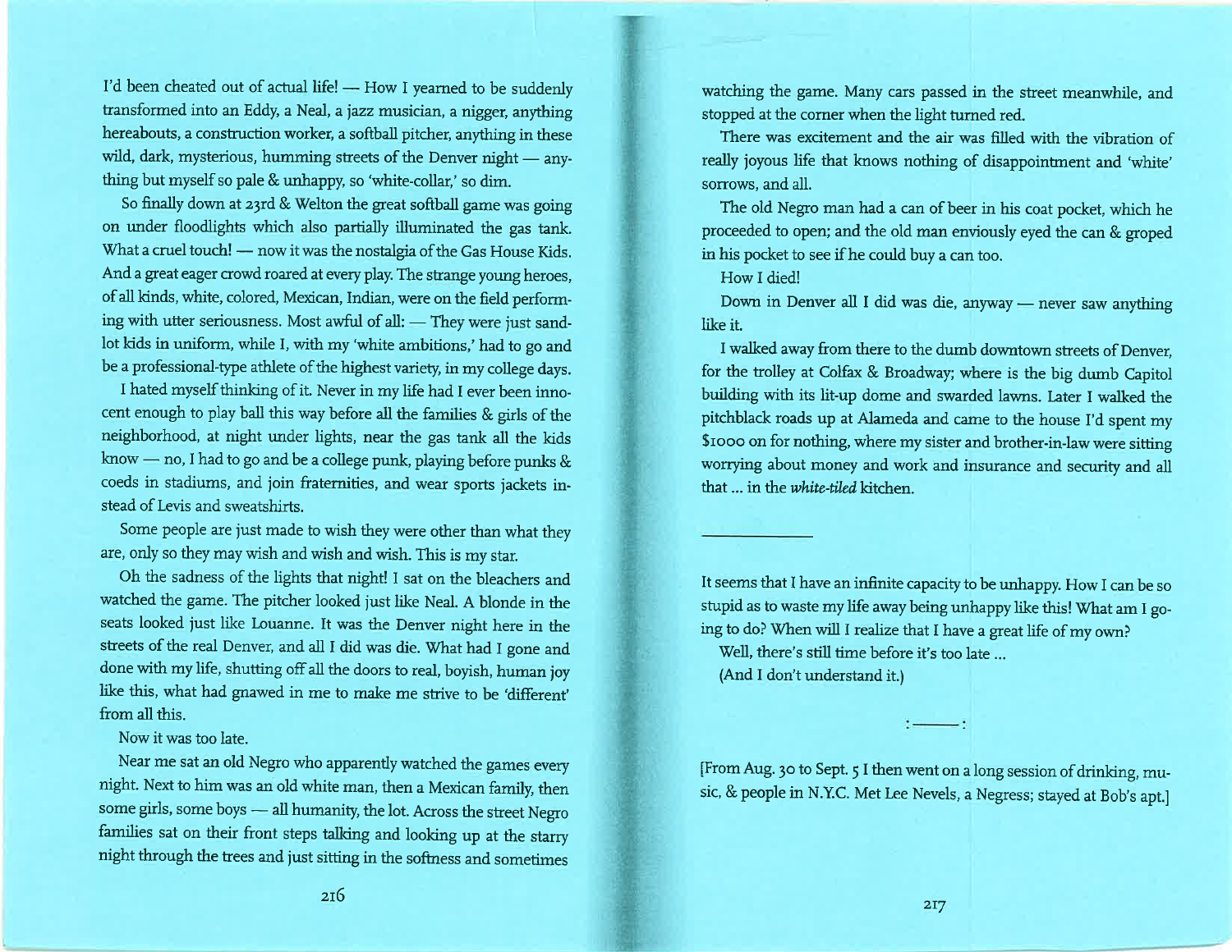I'd been cheated out of actual life! — How I yearned to be suddenly transformed into an Eddy, a Neal, a jazz musician, a nigger, anything hereabouts, a construction worker, a softball pitcher, anything in these wild, dark, mysterious, humming streets of the Denver night — anything but myself so pale & unhappy, so 'white-collar,' so dim.

So finally down at 23rd & Welton the great softball game was going on under floodlights which also partially illuminated the gas tank. What a cruel touch! — now it was the nostalgia of the Gas House Kids. And a great eager crowd roared at every play. The strange young heroes, of all kinds, white, colored, Mexican, Indian, were on the field performing with utter seriousness. Most awful of all: — They were just sandlot kids in uniform, while I, with my 'white ambitions,' had to go and be a professional-type athlete of the highest variety, in my college days.

I hated myself thinking of it. Never in my life had I ever been innocent enough to play ball this way before all the families & girls of the neighborhood, at night under lights, near the gas tank all the kids know — no, I had to go and be a college punk, playing before punks & coeds in stadiums, and join fraternities, and wear sports jackets instead of Levis and sweatshirts.

Some people are just made to wish they were other than what they are, only so they may wish and wish and wish. This is my star.

Oh the sadness of the lights that night! I sat on the bleachers and watched the game. The pitcher looked just like Neal. A blonde in the seats looked just like Louanne. It was the Denver night here in the streets of the real Denver, and all I did was die. What had I gone and done with my life, shutting off all the doors to real, boyish, human joy like this, what had gnawed in me to make me strive to be 'different' from all this.

Now it was too late.

Near me sat an old Negro who apparently watched the games every night. Next to him was an old white man, then a Mexican family, then some girls, some boys — all humanity, the lot. Across the street Negro families sat on their front steps talking and looking up at the starry night through the trees and just sitting in the softness and sometimes watching the game. Many cars passed in the street meanwhile, and stopped at the corner when the light turned red.

There was excitement and the air was filled with the vibration of really joyous life that knows nothing of disappointment and 'white' sorrows, and all.

The old Negro man had a can of beer in his coat pocket, which he proceeded to open; and the old man enviously eyed the can & groped in his pocket to see if he could buy a can too.

How I died!

Down in Denver all I did was die, anyway — never saw anything like it.

I walked away from there to the dumb downtown streets of Denver, for the trolley at Colfax & Broadway; where is the big dumb Capitol building with its lit-up dome and swarded lawns. Later I walked the pitchblack roads up at Alameda and came to the house I'd spent my $1000 on for nothing, where my sister and brother-in-law were sitting worrying about money and work and insurance and security and all that ... in the *white-tiled* kitchen.

---

It seems that I have an infinite capacity to be unhappy. How I can be so stupid as to waste my life away being unhappy like this! What am I going to do? When will I realize that I have a great life of my own?

Well, there's still time before it's too late ...

(And I don't understand it.)

: ——— :

[From Aug. 30 to Sept. 5 I then went on a long session of drinking, music, & people in N.Y.C. Met Lee Nevels, a Negress; stayed at Bob's apt.]